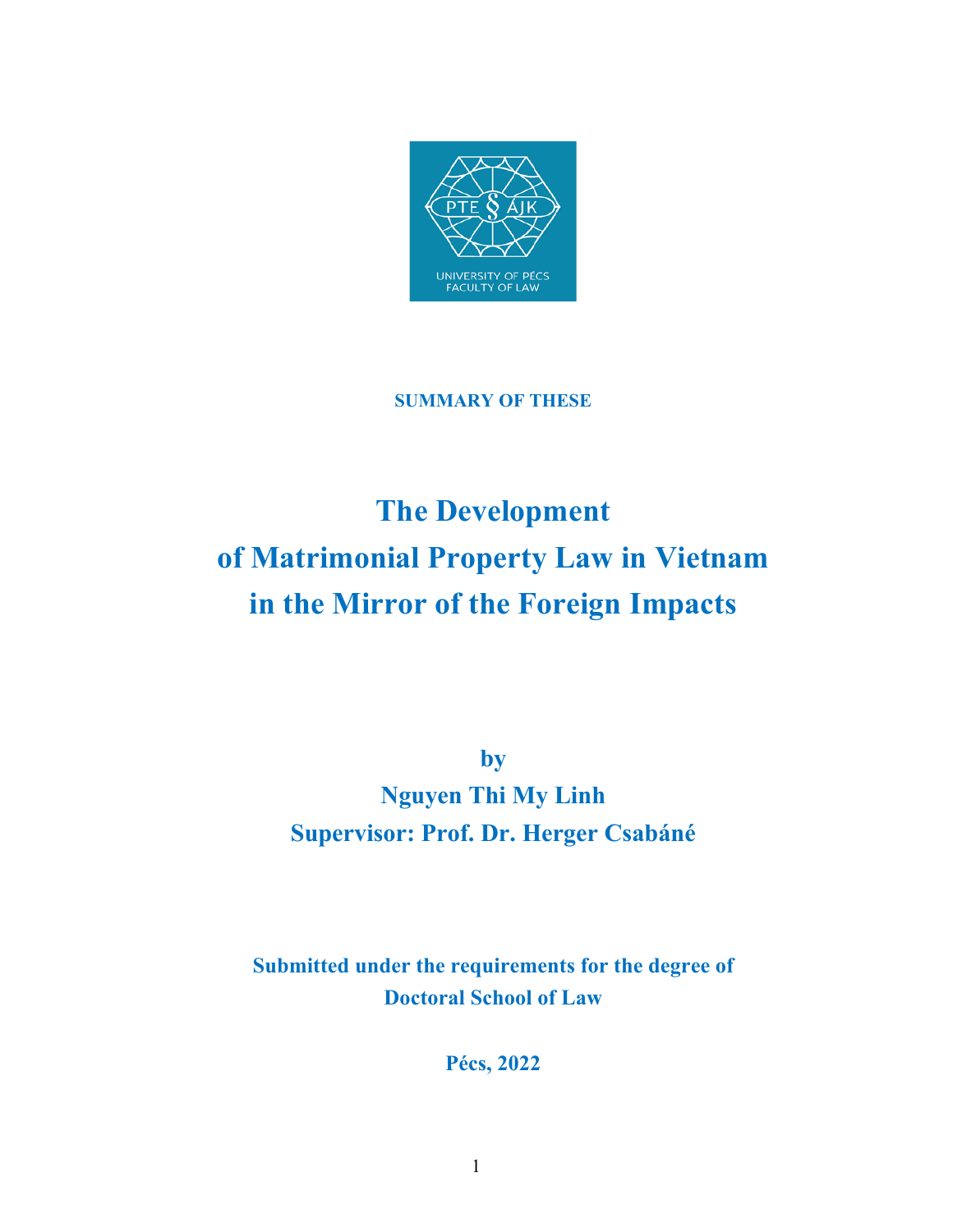**SUMMARY OF THESE**

# The Development of Matrimonial Property Law in Vietnam in the Mirror of the Foreign Impacts

**by**

**Nguyen Thi My Linh**

**Supervisor: Prof. Dr. Herger Csabáné**

**Submitted under the requirements for the degree of Doctoral School of Law**

**Pécs, 2022**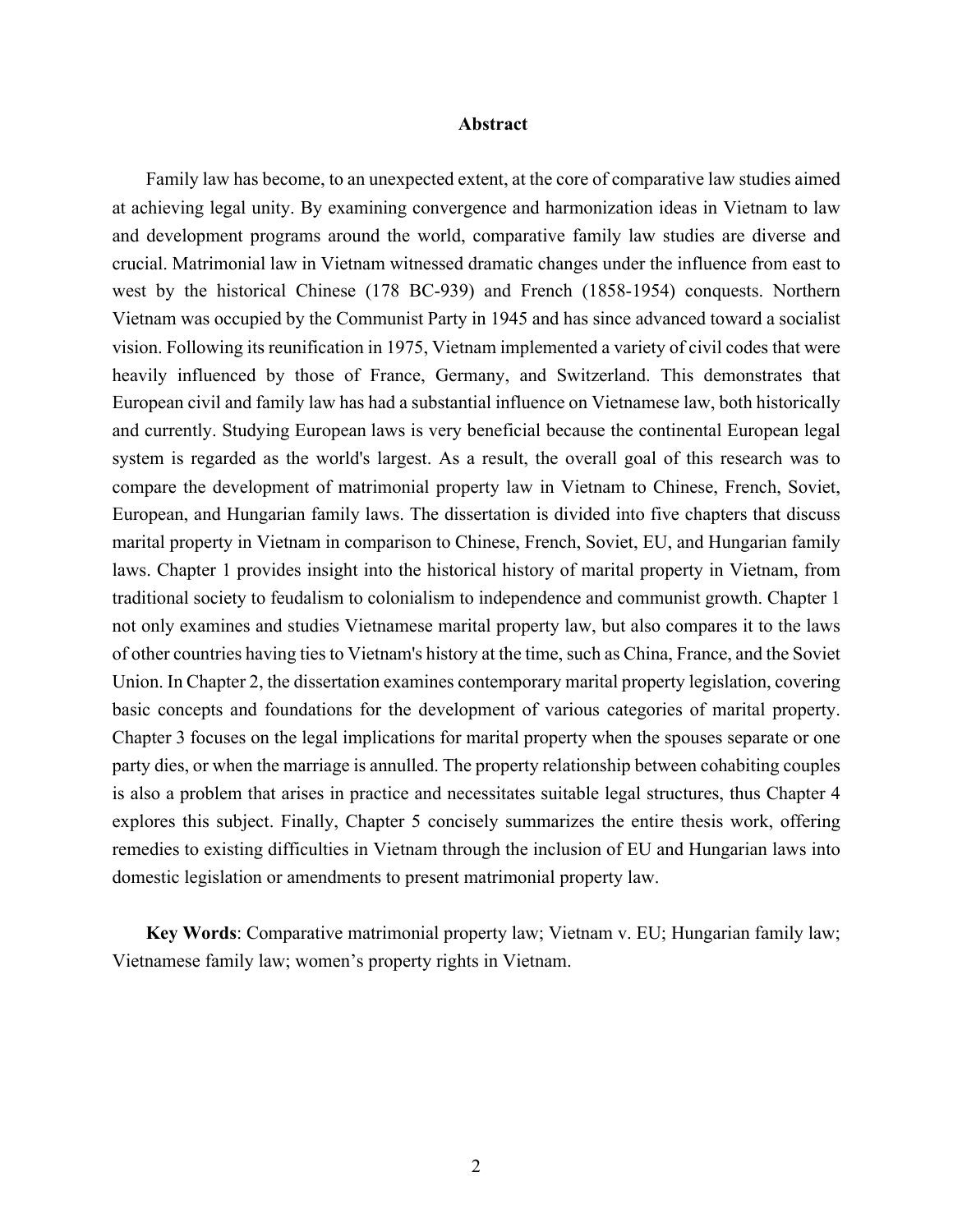## Abstract

Family law has become, to an unexpected extent, at the core of comparative law studies aimed at achieving legal unity. By examining convergence and harmonization ideas in Vietnam to law and development programs around the world, comparative family law studies are diverse and crucial. Matrimonial law in Vietnam witnessed dramatic changes under the influence from east to west by the historical Chinese (178 BC-939) and French (1858-1954) conquests. Northern Vietnam was occupied by the Communist Party in 1945 and has since advanced toward a socialist vision. Following its reunification in 1975, Vietnam implemented a variety of civil codes that were heavily influenced by those of France, Germany, and Switzerland. This demonstrates that European civil and family law has had a substantial influence on Vietnamese law, both historically and currently. Studying European laws is very beneficial because the continental European legal system is regarded as the world's largest. As a result, the overall goal of this research was to compare the development of matrimonial property law in Vietnam to Chinese, French, Soviet, European, and Hungarian family laws. The dissertation is divided into five chapters that discuss marital property in Vietnam in comparison to Chinese, French, Soviet, EU, and Hungarian family laws. Chapter 1 provides insight into the historical history of marital property in Vietnam, from traditional society to feudalism to colonialism to independence and communist growth. Chapter 1 not only examines and studies Vietnamese marital property law, but also compares it to the laws of other countries having ties to Vietnam's history at the time, such as China, France, and the Soviet Union. In Chapter 2, the dissertation examines contemporary marital property legislation, covering basic concepts and foundations for the development of various categories of marital property. Chapter 3 focuses on the legal implications for marital property when the spouses separate or one party dies, or when the marriage is annulled. The property relationship between cohabiting couples is also a problem that arises in practice and necessitates suitable legal structures, thus Chapter 4 explores this subject. Finally, Chapter 5 concisely summarizes the entire thesis work, offering remedies to existing difficulties in Vietnam through the inclusion of EU and Hungarian laws into domestic legislation or amendments to present matrimonial property law.

**Key Words**: Comparative matrimonial property law; Vietnam v. EU; Hungarian family law; Vietnamese family law; women's property rights in Vietnam.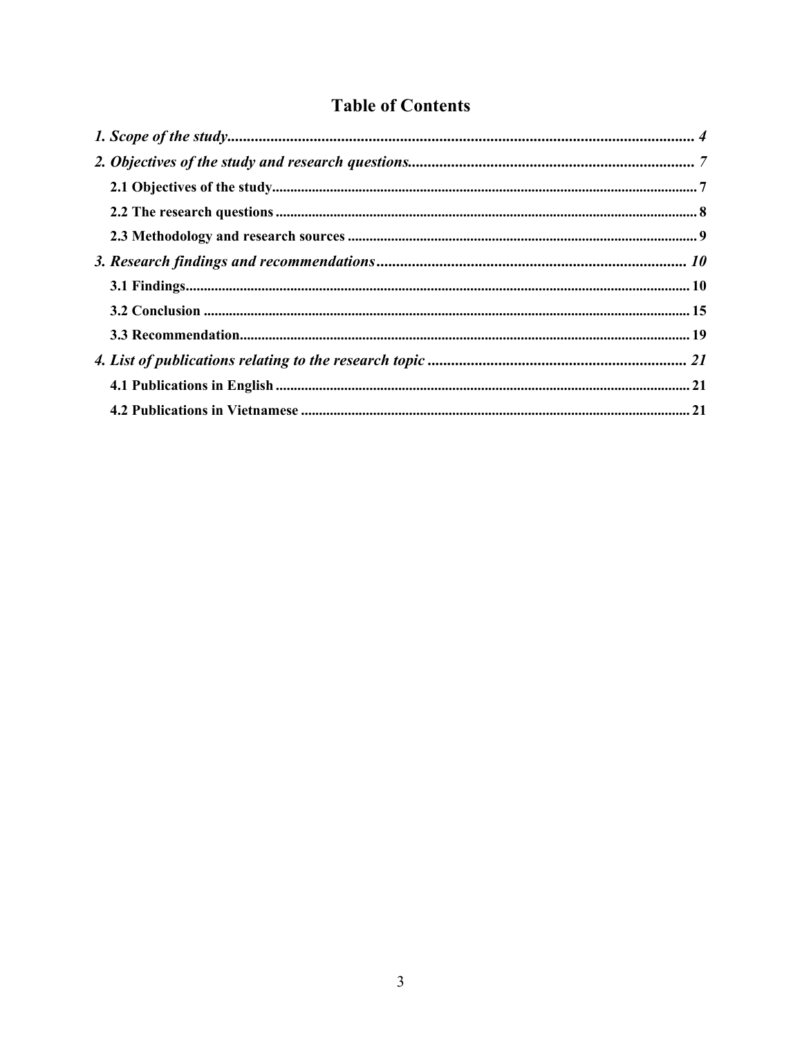# Table of Contents

*1. Scope of the study* ........................................................................................................ *4*

*2. Objectives of the study and research questions* ......................................................................... *7*

**2.1 Objectives of the study** ........................................................................................................ **7**

**2.2 The research questions** ........................................................................................................ **8**

**2.3 Methodology and research sources** ...................................................................................... **9**

*3. Research findings and recommendations* ............................................................................... *10*

**3.1 Findings** ............................................................................................................................ **10**

**3.2 Conclusion** ........................................................................................................................ **15**

**3.3 Recommendation** ................................................................................................................ **19**

*4. List of publications relating to the research topic* ................................................................. *21*

**4.1 Publications in English** ...................................................................................................... **21**

**4.2 Publications in Vietnamese** ................................................................................................ **21**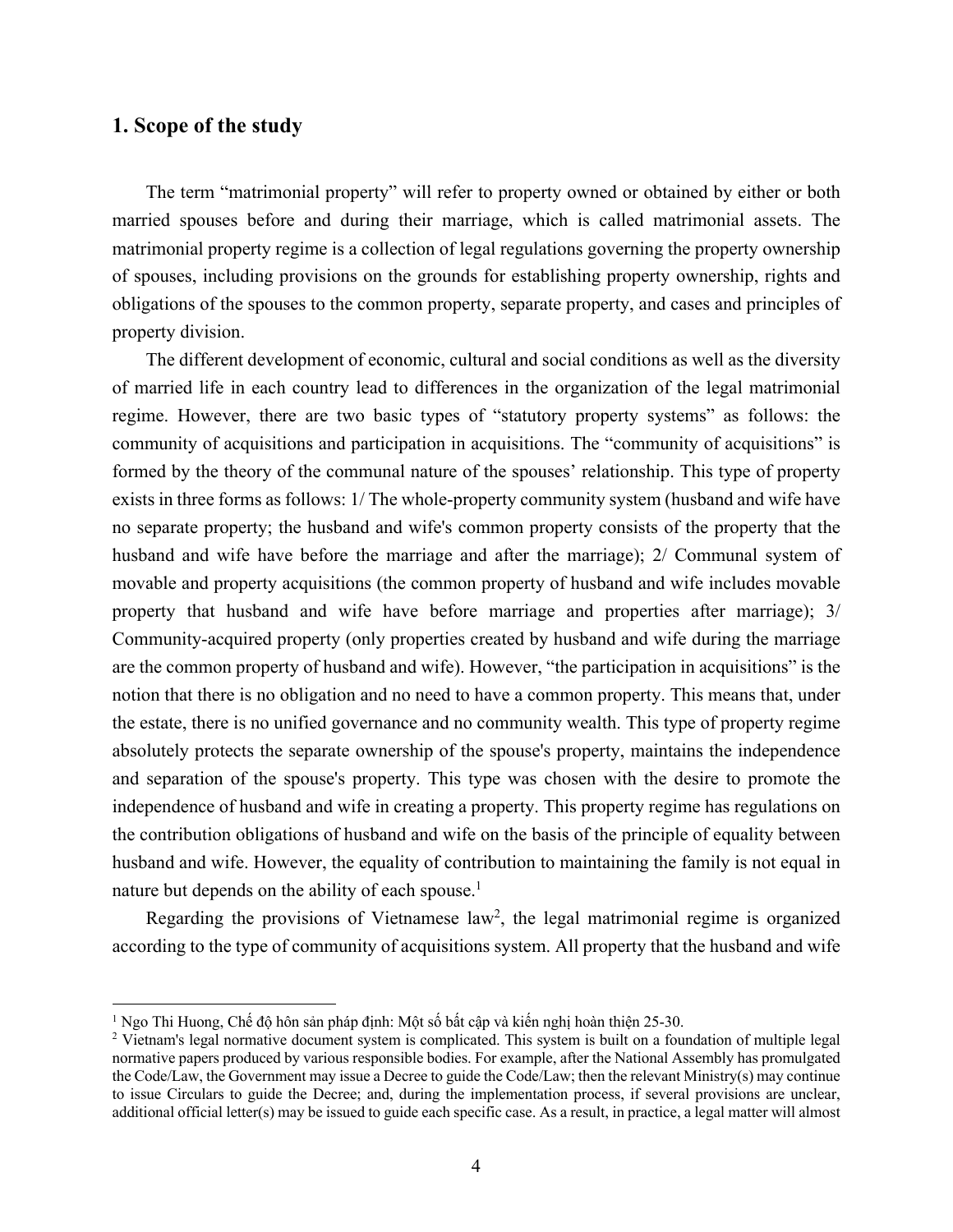## 1. Scope of the study

The term "matrimonial property" will refer to property owned or obtained by either or both married spouses before and during their marriage, which is called matrimonial assets. The matrimonial property regime is a collection of legal regulations governing the property ownership of spouses, including provisions on the grounds for establishing property ownership, rights and obligations of the spouses to the common property, separate property, and cases and principles of property division.

The different development of economic, cultural and social conditions as well as the diversity of married life in each country lead to differences in the organization of the legal matrimonial regime. However, there are two basic types of "statutory property systems" as follows: the community of acquisitions and participation in acquisitions. The "community of acquisitions" is formed by the theory of the communal nature of the spouses' relationship. This type of property exists in three forms as follows: 1/ The whole-property community system (husband and wife have no separate property; the husband and wife's common property consists of the property that the husband and wife have before the marriage and after the marriage); 2/ Communal system of movable and property acquisitions (the common property of husband and wife includes movable property that husband and wife have before marriage and properties after marriage); 3/ Community-acquired property (only properties created by husband and wife during the marriage are the common property of husband and wife). However, "the participation in acquisitions" is the notion that there is no obligation and no need to have a common property. This means that, under the estate, there is no unified governance and no community wealth. This type of property regime absolutely protects the separate ownership of the spouse's property, maintains the independence and separation of the spouse's property. This type was chosen with the desire to promote the independence of husband and wife in creating a property. This property regime has regulations on the contribution obligations of husband and wife on the basis of the principle of equality between husband and wife. However, the equality of contribution to maintaining the family is not equal in nature but depends on the ability of each spouse.[1]

Regarding the provisions of Vietnamese law[2], the legal matrimonial regime is organized according to the type of community of acquisitions system. All property that the husband and wife

---

[1] Ngo Thi Huong, Chế độ hôn sản pháp định: Một số bất cập và kiến nghị hoàn thiện 25-30.

[2] Vietnam's legal normative document system is complicated. This system is built on a foundation of multiple legal normative papers produced by various responsible bodies. For example, after the National Assembly has promulgated the Code/Law, the Government may issue a Decree to guide the Code/Law; then the relevant Ministry(s) may continue to issue Circulars to guide the Decree; and, during the implementation process, if several provisions are unclear, additional official letter(s) may be issued to guide each specific case. As a result, in practice, a legal matter will almost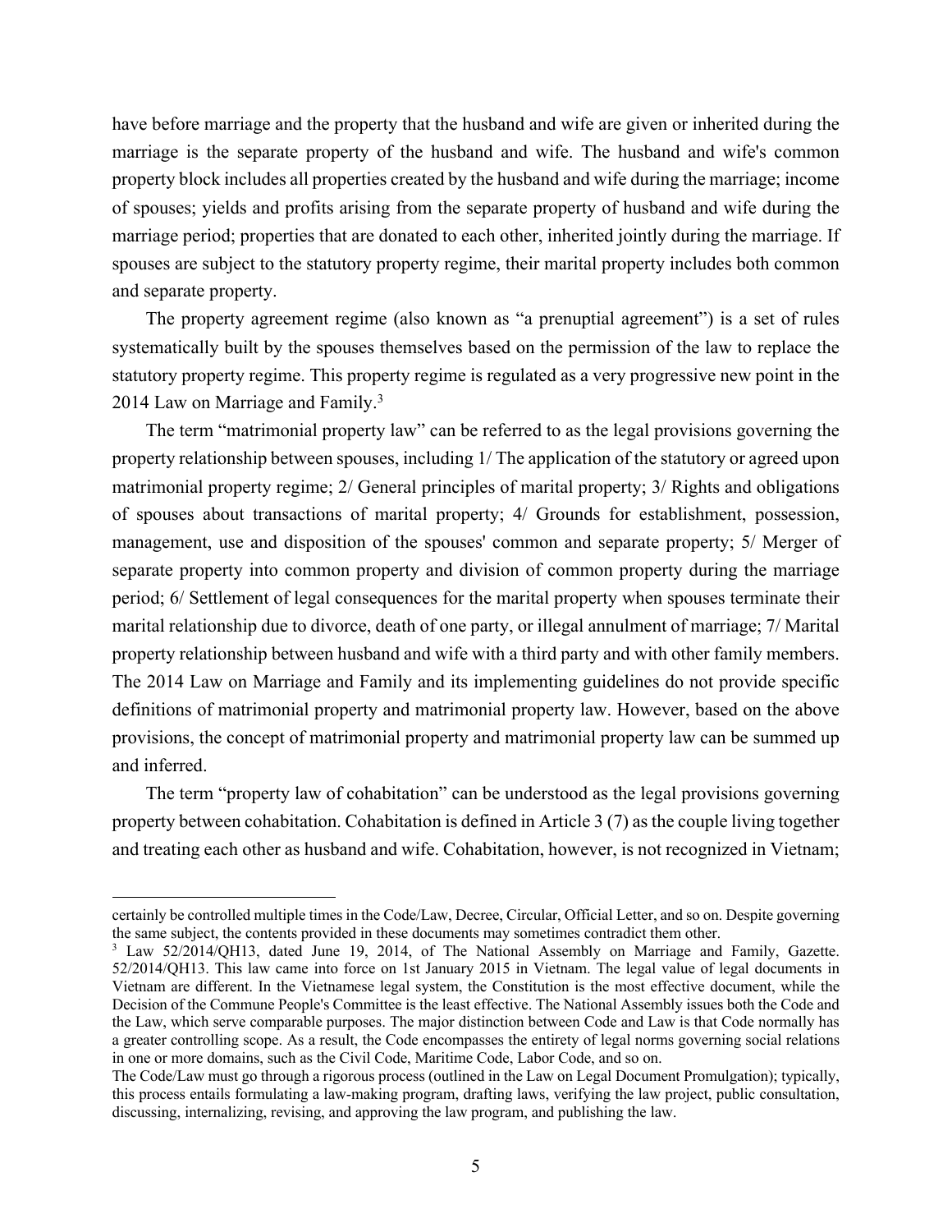have before marriage and the property that the husband and wife are given or inherited during the marriage is the separate property of the husband and wife. The husband and wife's common property block includes all properties created by the husband and wife during the marriage; income of spouses; yields and profits arising from the separate property of husband and wife during the marriage period; properties that are donated to each other, inherited jointly during the marriage. If spouses are subject to the statutory property regime, their marital property includes both common and separate property.

The property agreement regime (also known as "a prenuptial agreement") is a set of rules systematically built by the spouses themselves based on the permission of the law to replace the statutory property regime. This property regime is regulated as a very progressive new point in the 2014 Law on Marriage and Family.[3]

The term "matrimonial property law" can be referred to as the legal provisions governing the property relationship between spouses, including 1/ The application of the statutory or agreed upon matrimonial property regime; 2/ General principles of marital property; 3/ Rights and obligations of spouses about transactions of marital property; 4/ Grounds for establishment, possession, management, use and disposition of the spouses' common and separate property; 5/ Merger of separate property into common property and division of common property during the marriage period; 6/ Settlement of legal consequences for the marital property when spouses terminate their marital relationship due to divorce, death of one party, or illegal annulment of marriage; 7/ Marital property relationship between husband and wife with a third party and with other family members. The 2014 Law on Marriage and Family and its implementing guidelines do not provide specific definitions of matrimonial property and matrimonial property law. However, based on the above provisions, the concept of matrimonial property and matrimonial property law can be summed up and inferred.

The term "property law of cohabitation" can be understood as the legal provisions governing property between cohabitation. Cohabitation is defined in Article 3 (7) as the couple living together and treating each other as husband and wife. Cohabitation, however, is not recognized in Vietnam;

---

certainly be controlled multiple times in the Code/Law, Decree, Circular, Official Letter, and so on. Despite governing the same subject, the contents provided in these documents may sometimes contradict them other.

[3] Law 52/2014/QH13, dated June 19, 2014, of The National Assembly on Marriage and Family, Gazette. 52/2014/QH13. This law came into force on 1st January 2015 in Vietnam. The legal value of legal documents in Vietnam are different. In the Vietnamese legal system, the Constitution is the most effective document, while the Decision of the Commune People's Committee is the least effective. The National Assembly issues both the Code and the Law, which serve comparable purposes. The major distinction between Code and Law is that Code normally has a greater controlling scope. As a result, the Code encompasses the entirety of legal norms governing social relations in one or more domains, such as the Civil Code, Maritime Code, Labor Code, and so on.

The Code/Law must go through a rigorous process (outlined in the Law on Legal Document Promulgation); typically, this process entails formulating a law-making program, drafting laws, verifying the law project, public consultation, discussing, internalizing, revising, and approving the law program, and publishing the law.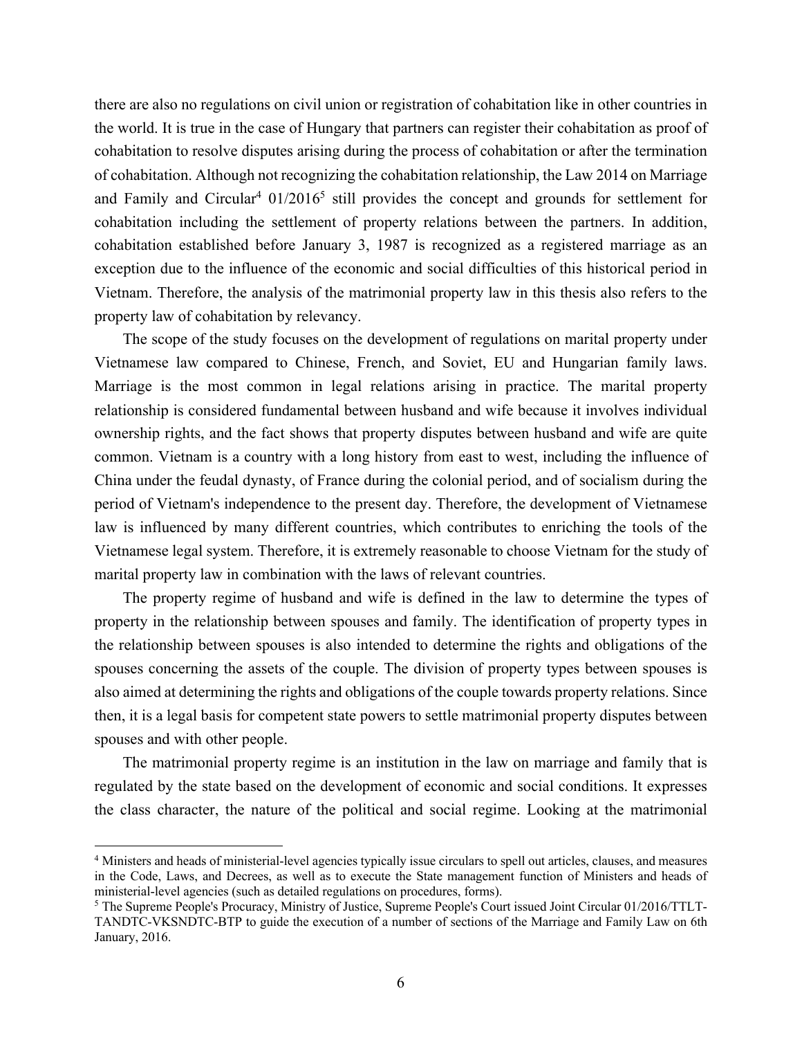there are also no regulations on civil union or registration of cohabitation like in other countries in the world. It is true in the case of Hungary that partners can register their cohabitation as proof of cohabitation to resolve disputes arising during the process of cohabitation or after the termination of cohabitation. Although not recognizing the cohabitation relationship, the Law 2014 on Marriage and Family and Circular[4] 01/2016[5] still provides the concept and grounds for settlement for cohabitation including the settlement of property relations between the partners. In addition, cohabitation established before January 3, 1987 is recognized as a registered marriage as an exception due to the influence of the economic and social difficulties of this historical period in Vietnam. Therefore, the analysis of the matrimonial property law in this thesis also refers to the property law of cohabitation by relevancy.

The scope of the study focuses on the development of regulations on marital property under Vietnamese law compared to Chinese, French, and Soviet, EU and Hungarian family laws. Marriage is the most common in legal relations arising in practice. The marital property relationship is considered fundamental between husband and wife because it involves individual ownership rights, and the fact shows that property disputes between husband and wife are quite common. Vietnam is a country with a long history from east to west, including the influence of China under the feudal dynasty, of France during the colonial period, and of socialism during the period of Vietnam's independence to the present day. Therefore, the development of Vietnamese law is influenced by many different countries, which contributes to enriching the tools of the Vietnamese legal system. Therefore, it is extremely reasonable to choose Vietnam for the study of marital property law in combination with the laws of relevant countries.

The property regime of husband and wife is defined in the law to determine the types of property in the relationship between spouses and family. The identification of property types in the relationship between spouses is also intended to determine the rights and obligations of the spouses concerning the assets of the couple. The division of property types between spouses is also aimed at determining the rights and obligations of the couple towards property relations. Since then, it is a legal basis for competent state powers to settle matrimonial property disputes between spouses and with other people.

The matrimonial property regime is an institution in the law on marriage and family that is regulated by the state based on the development of economic and social conditions. It expresses the class character, the nature of the political and social regime. Looking at the matrimonial

---

[4] Ministers and heads of ministerial-level agencies typically issue circulars to spell out articles, clauses, and measures in the Code, Laws, and Decrees, as well as to execute the State management function of Ministers and heads of ministerial-level agencies (such as detailed regulations on procedures, forms).

[5] The Supreme People's Procuracy, Ministry of Justice, Supreme People's Court issued Joint Circular 01/2016/TTLT-TANDTC-VKSNDTC-BTP to guide the execution of a number of sections of the Marriage and Family Law on 6th January, 2016.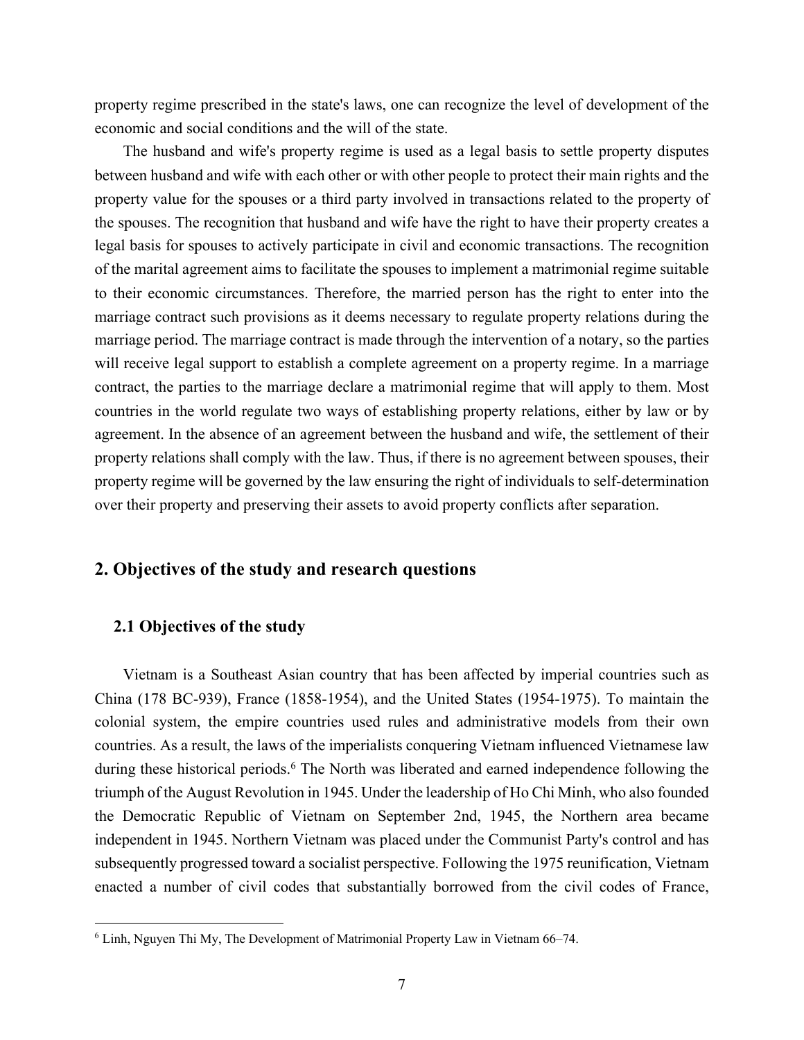property regime prescribed in the state's laws, one can recognize the level of development of the economic and social conditions and the will of the state.

The husband and wife's property regime is used as a legal basis to settle property disputes between husband and wife with each other or with other people to protect their main rights and the property value for the spouses or a third party involved in transactions related to the property of the spouses. The recognition that husband and wife have the right to have their property creates a legal basis for spouses to actively participate in civil and economic transactions. The recognition of the marital agreement aims to facilitate the spouses to implement a matrimonial regime suitable to their economic circumstances. Therefore, the married person has the right to enter into the marriage contract such provisions as it deems necessary to regulate property relations during the marriage period. The marriage contract is made through the intervention of a notary, so the parties will receive legal support to establish a complete agreement on a property regime. In a marriage contract, the parties to the marriage declare a matrimonial regime that will apply to them. Most countries in the world regulate two ways of establishing property relations, either by law or by agreement. In the absence of an agreement between the husband and wife, the settlement of their property relations shall comply with the law. Thus, if there is no agreement between spouses, their property regime will be governed by the law ensuring the right of individuals to self-determination over their property and preserving their assets to avoid property conflicts after separation.

## 2. Objectives of the study and research questions

### 2.1 Objectives of the study

Vietnam is a Southeast Asian country that has been affected by imperial countries such as China (178 BC-939), France (1858-1954), and the United States (1954-1975). To maintain the colonial system, the empire countries used rules and administrative models from their own countries. As a result, the laws of the imperialists conquering Vietnam influenced Vietnamese law during these historical periods.[6] The North was liberated and earned independence following the triumph of the August Revolution in 1945. Under the leadership of Ho Chi Minh, who also founded the Democratic Republic of Vietnam on September 2nd, 1945, the Northern area became independent in 1945. Northern Vietnam was placed under the Communist Party's control and has subsequently progressed toward a socialist perspective. Following the 1975 reunification, Vietnam enacted a number of civil codes that substantially borrowed from the civil codes of France,

[6] Linh, Nguyen Thi My, The Development of Matrimonial Property Law in Vietnam 66–74.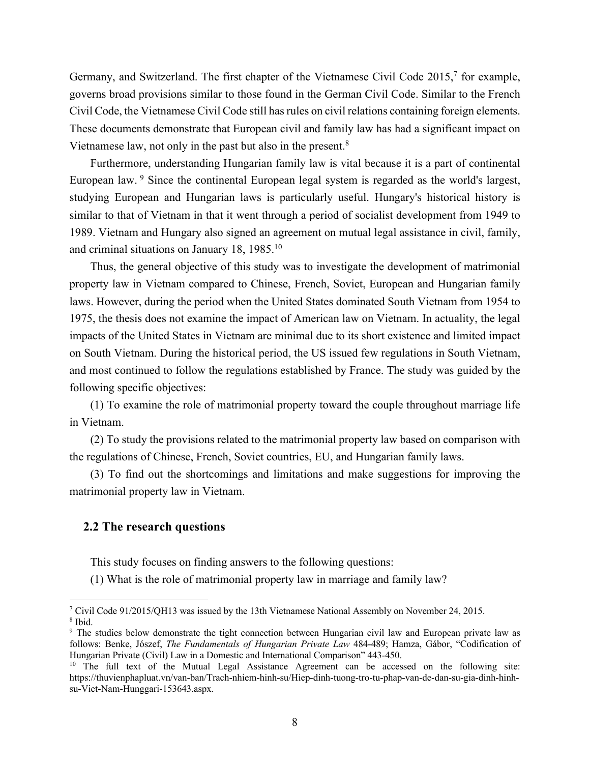Germany, and Switzerland. The first chapter of the Vietnamese Civil Code 2015,[7] for example, governs broad provisions similar to those found in the German Civil Code. Similar to the French Civil Code, the Vietnamese Civil Code still has rules on civil relations containing foreign elements. These documents demonstrate that European civil and family law has had a significant impact on Vietnamese law, not only in the past but also in the present.[8]

Furthermore, understanding Hungarian family law is vital because it is a part of continental European law.[9] Since the continental European legal system is regarded as the world's largest, studying European and Hungarian laws is particularly useful. Hungary's historical history is similar to that of Vietnam in that it went through a period of socialist development from 1949 to 1989. Vietnam and Hungary also signed an agreement on mutual legal assistance in civil, family, and criminal situations on January 18, 1985.[10]

Thus, the general objective of this study was to investigate the development of matrimonial property law in Vietnam compared to Chinese, French, Soviet, European and Hungarian family laws. However, during the period when the United States dominated South Vietnam from 1954 to 1975, the thesis does not examine the impact of American law on Vietnam. In actuality, the legal impacts of the United States in Vietnam are minimal due to its short existence and limited impact on South Vietnam. During the historical period, the US issued few regulations in South Vietnam, and most continued to follow the regulations established by France. The study was guided by the following specific objectives:

(1) To examine the role of matrimonial property toward the couple throughout marriage life in Vietnam.

(2) To study the provisions related to the matrimonial property law based on comparison with the regulations of Chinese, French, Soviet countries, EU, and Hungarian family laws.

(3) To find out the shortcomings and limitations and make suggestions for improving the matrimonial property law in Vietnam.

## 2.2 The research questions

This study focuses on finding answers to the following questions:

(1) What is the role of matrimonial property law in marriage and family law?

---

[7] Civil Code 91/2015/QH13 was issued by the 13th Vietnamese National Assembly on November 24, 2015.

[8] Ibid.

[9] The studies below demonstrate the tight connection between Hungarian civil law and European private law as follows: Benke, József, *The Fundamentals of Hungarian Private Law* 484-489; Hamza, Gábor, "Codification of Hungarian Private (Civil) Law in a Domestic and International Comparison" 443-450.

[10] The full text of the Mutual Legal Assistance Agreement can be accessed on the following site: https://thuvienphapluat.vn/van-ban/Trach-nhiem-hinh-su/Hiep-dinh-tuong-tro-tu-phap-van-de-dan-su-gia-dinh-hinh-su-Viet-Nam-Hunggari-153643.aspx.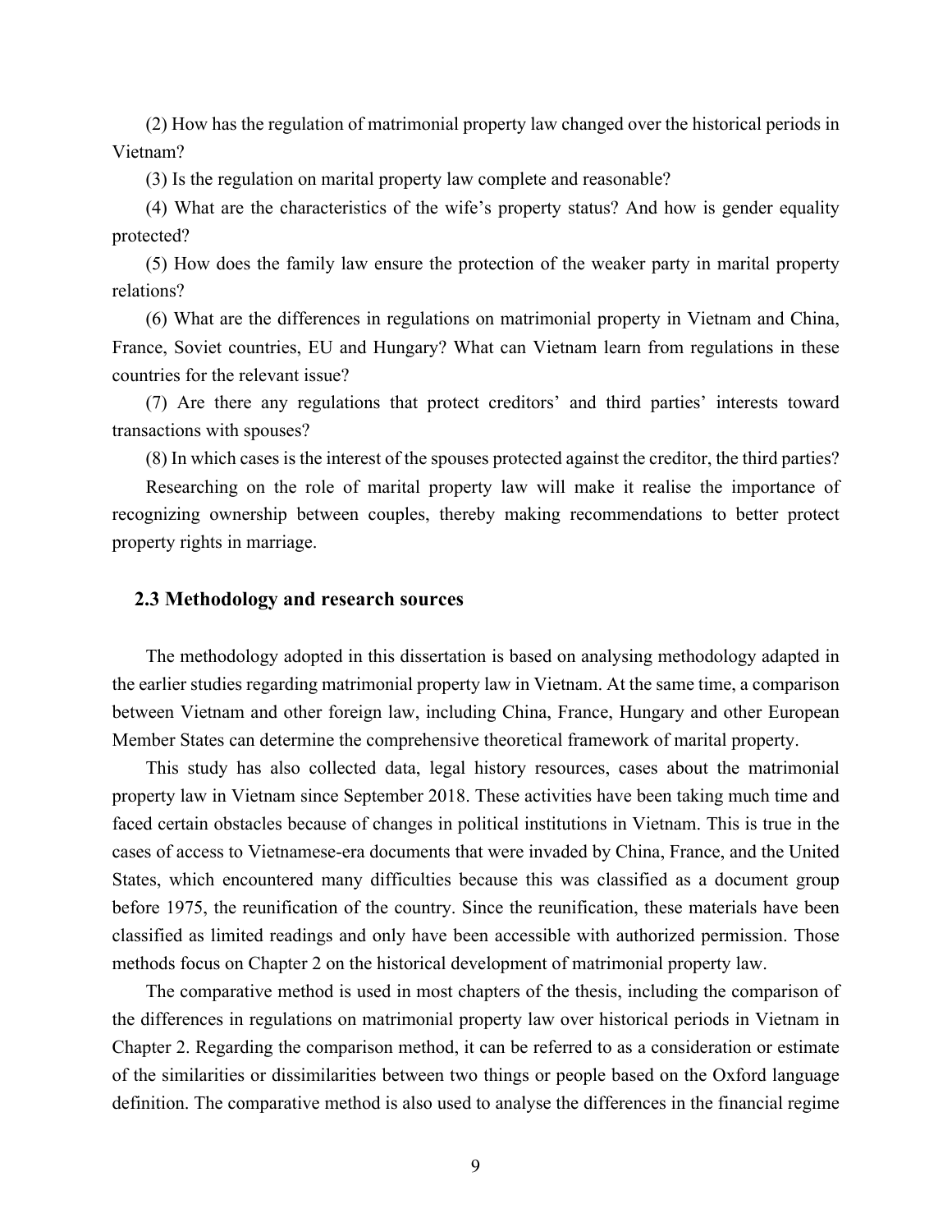(2) How has the regulation of matrimonial property law changed over the historical periods in Vietnam?

(3) Is the regulation on marital property law complete and reasonable?

(4) What are the characteristics of the wife's property status? And how is gender equality protected?

(5) How does the family law ensure the protection of the weaker party in marital property relations?

(6) What are the differences in regulations on matrimonial property in Vietnam and China, France, Soviet countries, EU and Hungary? What can Vietnam learn from regulations in these countries for the relevant issue?

(7) Are there any regulations that protect creditors' and third parties' interests toward transactions with spouses?

(8) In which cases is the interest of the spouses protected against the creditor, the third parties?

Researching on the role of marital property law will make it realise the importance of recognizing ownership between couples, thereby making recommendations to better protect property rights in marriage.

## 2.3 Methodology and research sources

The methodology adopted in this dissertation is based on analysing methodology adapted in the earlier studies regarding matrimonial property law in Vietnam. At the same time, a comparison between Vietnam and other foreign law, including China, France, Hungary and other European Member States can determine the comprehensive theoretical framework of marital property.

This study has also collected data, legal history resources, cases about the matrimonial property law in Vietnam since September 2018. These activities have been taking much time and faced certain obstacles because of changes in political institutions in Vietnam. This is true in the cases of access to Vietnamese-era documents that were invaded by China, France, and the United States, which encountered many difficulties because this was classified as a document group before 1975, the reunification of the country. Since the reunification, these materials have been classified as limited readings and only have been accessible with authorized permission. Those methods focus on Chapter 2 on the historical development of matrimonial property law.

The comparative method is used in most chapters of the thesis, including the comparison of the differences in regulations on matrimonial property law over historical periods in Vietnam in Chapter 2. Regarding the comparison method, it can be referred to as a consideration or estimate of the similarities or dissimilarities between two things or people based on the Oxford language definition. The comparative method is also used to analyse the differences in the financial regime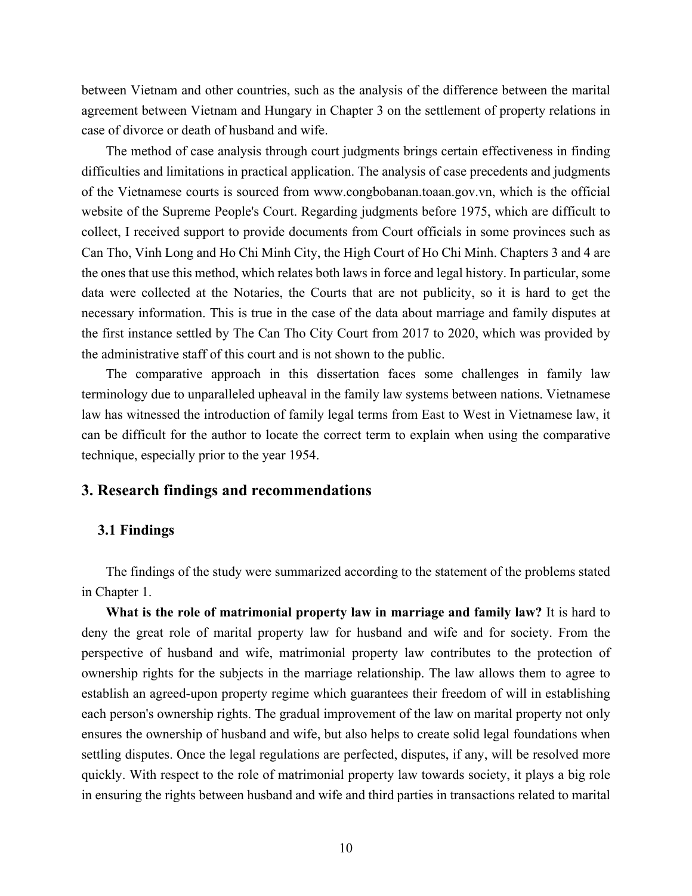between Vietnam and other countries, such as the analysis of the difference between the marital agreement between Vietnam and Hungary in Chapter 3 on the settlement of property relations in case of divorce or death of husband and wife.

The method of case analysis through court judgments brings certain effectiveness in finding difficulties and limitations in practical application. The analysis of case precedents and judgments of the Vietnamese courts is sourced from www.congbobanan.toaan.gov.vn, which is the official website of the Supreme People's Court. Regarding judgments before 1975, which are difficult to collect, I received support to provide documents from Court officials in some provinces such as Can Tho, Vinh Long and Ho Chi Minh City, the High Court of Ho Chi Minh. Chapters 3 and 4 are the ones that use this method, which relates both laws in force and legal history. In particular, some data were collected at the Notaries, the Courts that are not publicity, so it is hard to get the necessary information. This is true in the case of the data about marriage and family disputes at the first instance settled by The Can Tho City Court from 2017 to 2020, which was provided by the administrative staff of this court and is not shown to the public.

The comparative approach in this dissertation faces some challenges in family law terminology due to unparalleled upheaval in the family law systems between nations. Vietnamese law has witnessed the introduction of family legal terms from East to West in Vietnamese law, it can be difficult for the author to locate the correct term to explain when using the comparative technique, especially prior to the year 1954.

## 3. Research findings and recommendations

### 3.1 Findings

The findings of the study were summarized according to the statement of the problems stated in Chapter 1.

**What is the role of matrimonial property law in marriage and family law?** It is hard to deny the great role of marital property law for husband and wife and for society. From the perspective of husband and wife, matrimonial property law contributes to the protection of ownership rights for the subjects in the marriage relationship. The law allows them to agree to establish an agreed-upon property regime which guarantees their freedom of will in establishing each person's ownership rights. The gradual improvement of the law on marital property not only ensures the ownership of husband and wife, but also helps to create solid legal foundations when settling disputes. Once the legal regulations are perfected, disputes, if any, will be resolved more quickly. With respect to the role of matrimonial property law towards society, it plays a big role in ensuring the rights between husband and wife and third parties in transactions related to marital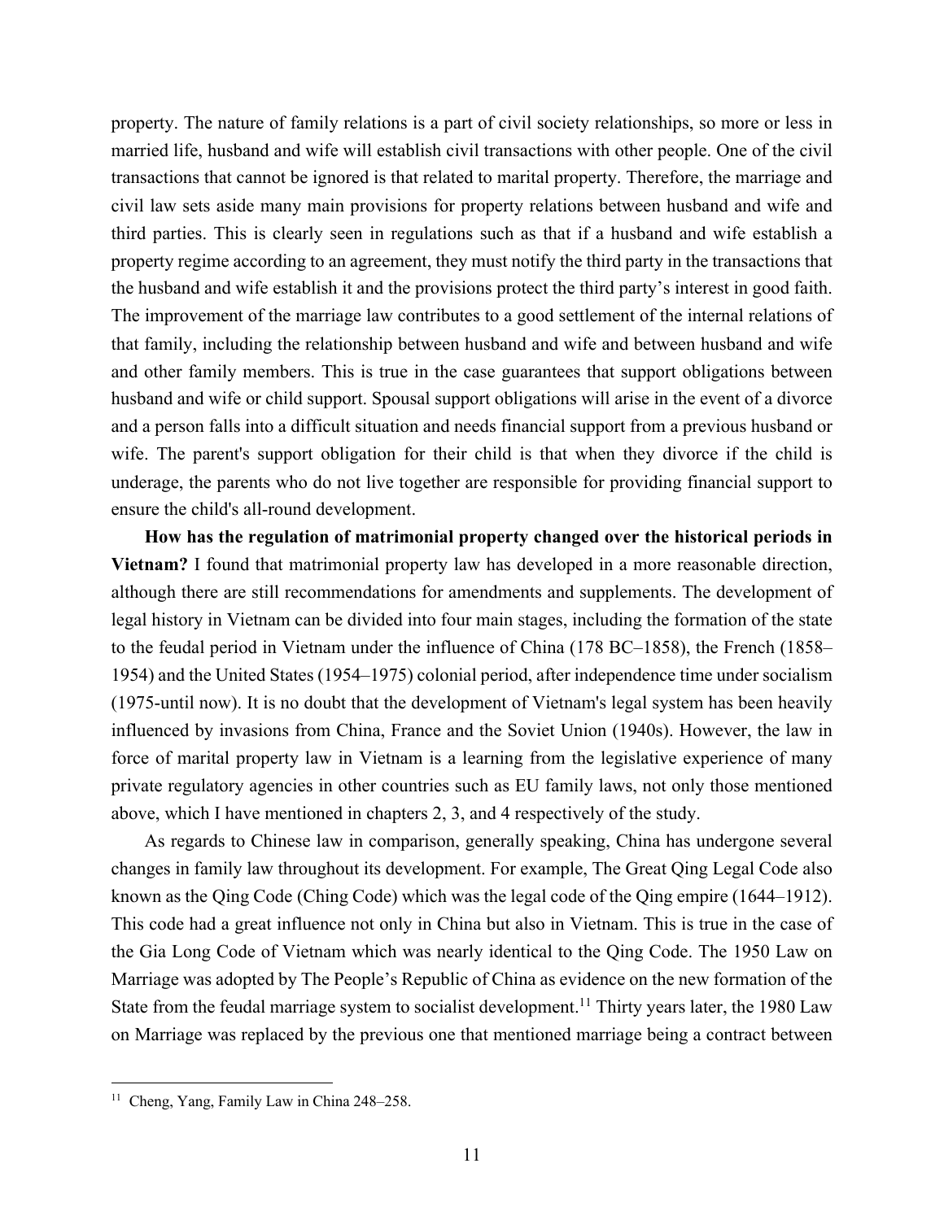property. The nature of family relations is a part of civil society relationships, so more or less in married life, husband and wife will establish civil transactions with other people. One of the civil transactions that cannot be ignored is that related to marital property. Therefore, the marriage and civil law sets aside many main provisions for property relations between husband and wife and third parties. This is clearly seen in regulations such as that if a husband and wife establish a property regime according to an agreement, they must notify the third party in the transactions that the husband and wife establish it and the provisions protect the third party's interest in good faith. The improvement of the marriage law contributes to a good settlement of the internal relations of that family, including the relationship between husband and wife and between husband and wife and other family members. This is true in the case guarantees that support obligations between husband and wife or child support. Spousal support obligations will arise in the event of a divorce and a person falls into a difficult situation and needs financial support from a previous husband or wife. The parent's support obligation for their child is that when they divorce if the child is underage, the parents who do not live together are responsible for providing financial support to ensure the child's all-round development.

**How has the regulation of matrimonial property changed over the historical periods in Vietnam?** I found that matrimonial property law has developed in a more reasonable direction, although there are still recommendations for amendments and supplements. The development of legal history in Vietnam can be divided into four main stages, including the formation of the state to the feudal period in Vietnam under the influence of China (178 BC–1858), the French (1858–1954) and the United States (1954–1975) colonial period, after independence time under socialism (1975-until now). It is no doubt that the development of Vietnam's legal system has been heavily influenced by invasions from China, France and the Soviet Union (1940s). However, the law in force of marital property law in Vietnam is a learning from the legislative experience of many private regulatory agencies in other countries such as EU family laws, not only those mentioned above, which I have mentioned in chapters 2, 3, and 4 respectively of the study.

As regards to Chinese law in comparison, generally speaking, China has undergone several changes in family law throughout its development. For example, The Great Qing Legal Code also known as the Qing Code (Ching Code) which was the legal code of the Qing empire (1644–1912). This code had a great influence not only in China but also in Vietnam. This is true in the case of the Gia Long Code of Vietnam which was nearly identical to the Qing Code. The 1950 Law on Marriage was adopted by The People's Republic of China as evidence on the new formation of the State from the feudal marriage system to socialist development.[11] Thirty years later, the 1980 Law on Marriage was replaced by the previous one that mentioned marriage being a contract between

[11] Cheng, Yang, Family Law in China 248–258.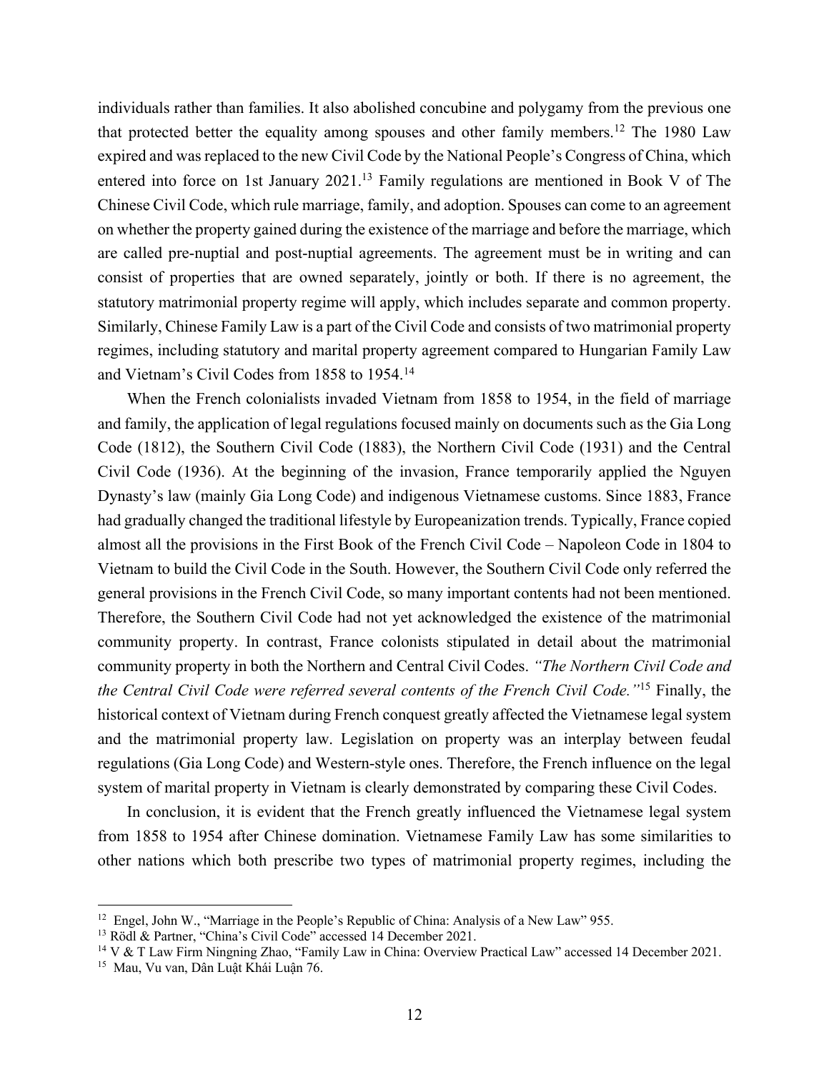individuals rather than families. It also abolished concubine and polygamy from the previous one that protected better the equality among spouses and other family members.[12] The 1980 Law expired and was replaced to the new Civil Code by the National People's Congress of China, which entered into force on 1st January 2021.[13] Family regulations are mentioned in Book V of The Chinese Civil Code, which rule marriage, family, and adoption. Spouses can come to an agreement on whether the property gained during the existence of the marriage and before the marriage, which are called pre-nuptial and post-nuptial agreements. The agreement must be in writing and can consist of properties that are owned separately, jointly or both. If there is no agreement, the statutory matrimonial property regime will apply, which includes separate and common property. Similarly, Chinese Family Law is a part of the Civil Code and consists of two matrimonial property regimes, including statutory and marital property agreement compared to Hungarian Family Law and Vietnam's Civil Codes from 1858 to 1954.[14]

When the French colonialists invaded Vietnam from 1858 to 1954, in the field of marriage and family, the application of legal regulations focused mainly on documents such as the Gia Long Code (1812), the Southern Civil Code (1883), the Northern Civil Code (1931) and the Central Civil Code (1936). At the beginning of the invasion, France temporarily applied the Nguyen Dynasty's law (mainly Gia Long Code) and indigenous Vietnamese customs. Since 1883, France had gradually changed the traditional lifestyle by Europeanization trends. Typically, France copied almost all the provisions in the First Book of the French Civil Code – Napoleon Code in 1804 to Vietnam to build the Civil Code in the South. However, the Southern Civil Code only referred the general provisions in the French Civil Code, so many important contents had not been mentioned. Therefore, the Southern Civil Code had not yet acknowledged the existence of the matrimonial community property. In contrast, France colonists stipulated in detail about the matrimonial community property in both the Northern and Central Civil Codes. *"The Northern Civil Code and the Central Civil Code were referred several contents of the French Civil Code."*[15] Finally, the historical context of Vietnam during French conquest greatly affected the Vietnamese legal system and the matrimonial property law. Legislation on property was an interplay between feudal regulations (Gia Long Code) and Western-style ones. Therefore, the French influence on the legal system of marital property in Vietnam is clearly demonstrated by comparing these Civil Codes.

In conclusion, it is evident that the French greatly influenced the Vietnamese legal system from 1858 to 1954 after Chinese domination. Vietnamese Family Law has some similarities to other nations which both prescribe two types of matrimonial property regimes, including the

---

[12] Engel, John W., "Marriage in the People's Republic of China: Analysis of a New Law" 955.

[13] Rödl & Partner, "China's Civil Code" accessed 14 December 2021.

[14] V & T Law Firm Ningning Zhao, "Family Law in China: Overview Practical Law" accessed 14 December 2021.

[15] Mau, Vu van, Dân Luật Khái Luận 76.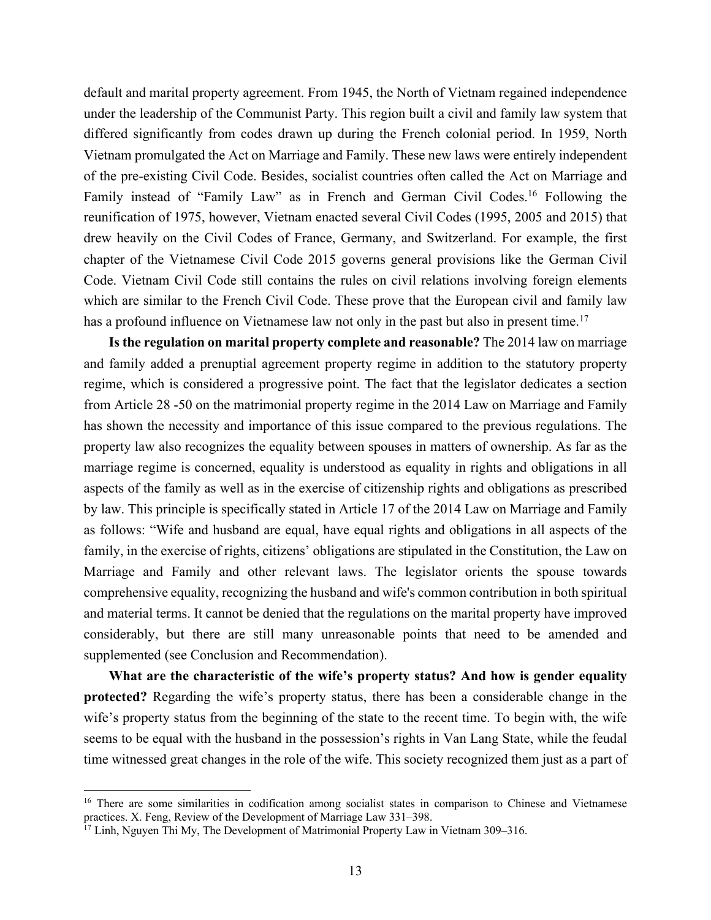default and marital property agreement. From 1945, the North of Vietnam regained independence under the leadership of the Communist Party. This region built a civil and family law system that differed significantly from codes drawn up during the French colonial period. In 1959, North Vietnam promulgated the Act on Marriage and Family. These new laws were entirely independent of the pre-existing Civil Code. Besides, socialist countries often called the Act on Marriage and Family instead of "Family Law" as in French and German Civil Codes.[16] Following the reunification of 1975, however, Vietnam enacted several Civil Codes (1995, 2005 and 2015) that drew heavily on the Civil Codes of France, Germany, and Switzerland. For example, the first chapter of the Vietnamese Civil Code 2015 governs general provisions like the German Civil Code. Vietnam Civil Code still contains the rules on civil relations involving foreign elements which are similar to the French Civil Code. These prove that the European civil and family law has a profound influence on Vietnamese law not only in the past but also in present time.[17]

**Is the regulation on marital property complete and reasonable?** The 2014 law on marriage and family added a prenuptial agreement property regime in addition to the statutory property regime, which is considered a progressive point. The fact that the legislator dedicates a section from Article 28 -50 on the matrimonial property regime in the 2014 Law on Marriage and Family has shown the necessity and importance of this issue compared to the previous regulations. The property law also recognizes the equality between spouses in matters of ownership. As far as the marriage regime is concerned, equality is understood as equality in rights and obligations in all aspects of the family as well as in the exercise of citizenship rights and obligations as prescribed by law. This principle is specifically stated in Article 17 of the 2014 Law on Marriage and Family as follows: "Wife and husband are equal, have equal rights and obligations in all aspects of the family, in the exercise of rights, citizens' obligations are stipulated in the Constitution, the Law on Marriage and Family and other relevant laws. The legislator orients the spouse towards comprehensive equality, recognizing the husband and wife's common contribution in both spiritual and material terms. It cannot be denied that the regulations on the marital property have improved considerably, but there are still many unreasonable points that need to be amended and supplemented (see Conclusion and Recommendation).

**What are the characteristic of the wife's property status? And how is gender equality protected?** Regarding the wife's property status, there has been a considerable change in the wife's property status from the beginning of the state to the recent time. To begin with, the wife seems to be equal with the husband in the possession's rights in Van Lang State, while the feudal time witnessed great changes in the role of the wife. This society recognized them just as a part of

[16] There are some similarities in codification among socialist states in comparison to Chinese and Vietnamese practices. X. Feng, Review of the Development of Marriage Law 331–398.

[17] Linh, Nguyen Thi My, The Development of Matrimonial Property Law in Vietnam 309–316.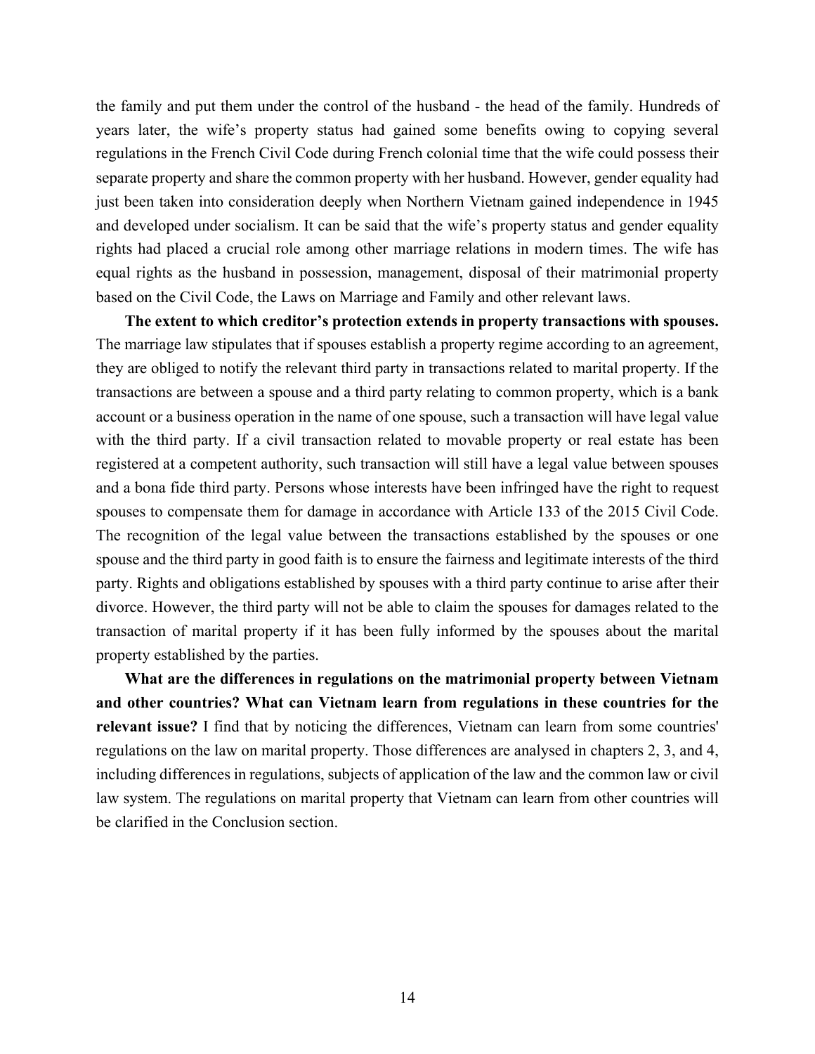the family and put them under the control of the husband - the head of the family. Hundreds of years later, the wife's property status had gained some benefits owing to copying several regulations in the French Civil Code during French colonial time that the wife could possess their separate property and share the common property with her husband. However, gender equality had just been taken into consideration deeply when Northern Vietnam gained independence in 1945 and developed under socialism. It can be said that the wife's property status and gender equality rights had placed a crucial role among other marriage relations in modern times. The wife has equal rights as the husband in possession, management, disposal of their matrimonial property based on the Civil Code, the Laws on Marriage and Family and other relevant laws.

**The extent to which creditor's protection extends in property transactions with spouses.** The marriage law stipulates that if spouses establish a property regime according to an agreement, they are obliged to notify the relevant third party in transactions related to marital property. If the transactions are between a spouse and a third party relating to common property, which is a bank account or a business operation in the name of one spouse, such a transaction will have legal value with the third party. If a civil transaction related to movable property or real estate has been registered at a competent authority, such transaction will still have a legal value between spouses and a bona fide third party. Persons whose interests have been infringed have the right to request spouses to compensate them for damage in accordance with Article 133 of the 2015 Civil Code. The recognition of the legal value between the transactions established by the spouses or one spouse and the third party in good faith is to ensure the fairness and legitimate interests of the third party. Rights and obligations established by spouses with a third party continue to arise after their divorce. However, the third party will not be able to claim the spouses for damages related to the transaction of marital property if it has been fully informed by the spouses about the marital property established by the parties.

**What are the differences in regulations on the matrimonial property between Vietnam and other countries? What can Vietnam learn from regulations in these countries for the relevant issue?** I find that by noticing the differences, Vietnam can learn from some countries' regulations on the law on marital property. Those differences are analysed in chapters 2, 3, and 4, including differences in regulations, subjects of application of the law and the common law or civil law system. The regulations on marital property that Vietnam can learn from other countries will be clarified in the Conclusion section.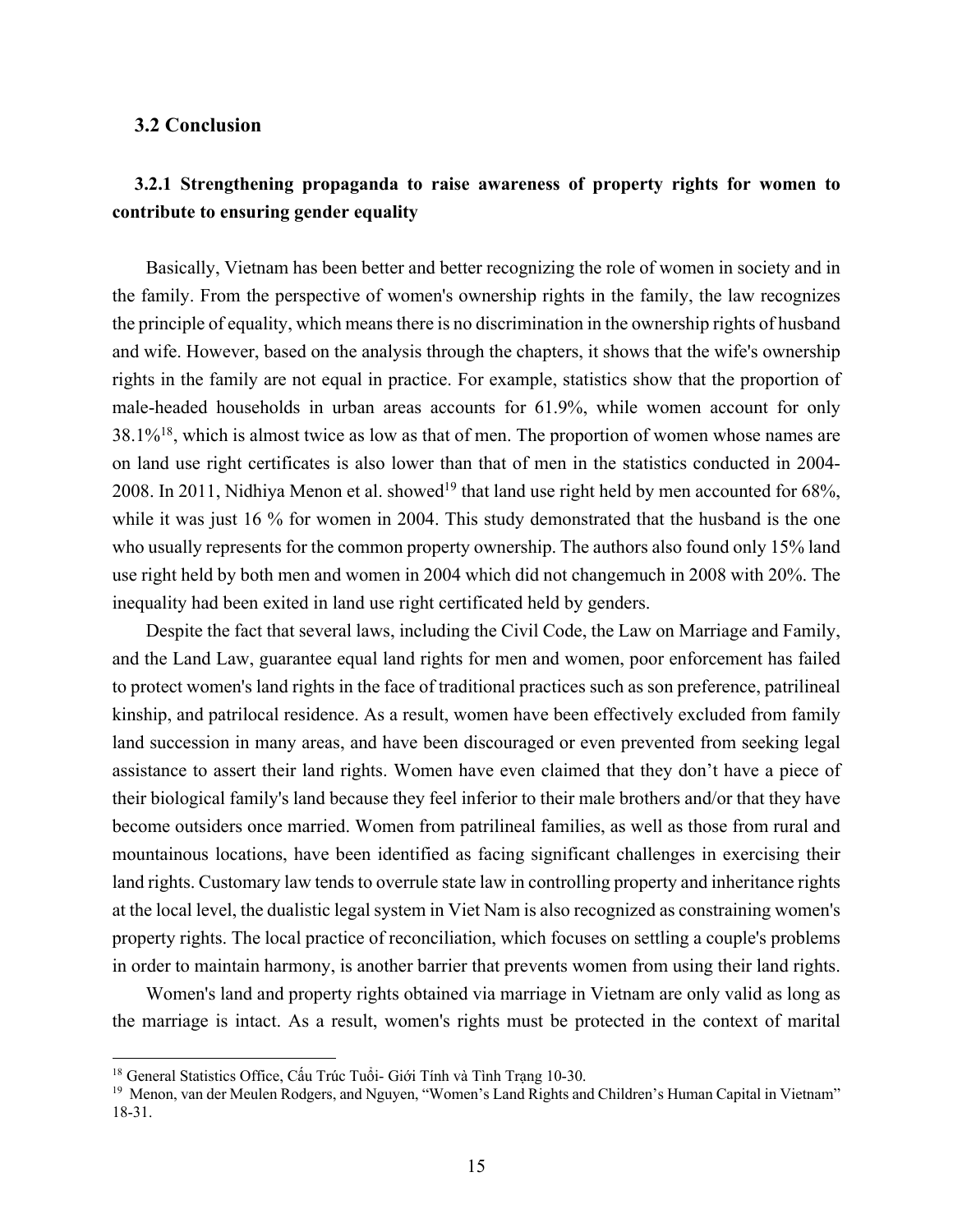## 3.2 Conclusion

### 3.2.1 Strengthening propaganda to raise awareness of property rights for women to contribute to ensuring gender equality

Basically, Vietnam has been better and better recognizing the role of women in society and in the family. From the perspective of women's ownership rights in the family, the law recognizes the principle of equality, which means there is no discrimination in the ownership rights of husband and wife. However, based on the analysis through the chapters, it shows that the wife's ownership rights in the family are not equal in practice. For example, statistics show that the proportion of male-headed households in urban areas accounts for 61.9%, while women account for only 38.1%[18], which is almost twice as low as that of men. The proportion of women whose names are on land use right certificates is also lower than that of men in the statistics conducted in 2004-2008. In 2011, Nidhiya Menon et al. showed[19] that land use right held by men accounted for 68%, while it was just 16 % for women in 2004. This study demonstrated that the husband is the one who usually represents for the common property ownership. The authors also found only 15% land use right held by both men and women in 2004 which did not changemuch in 2008 with 20%. The inequality had been exited in land use right certificated held by genders.

Despite the fact that several laws, including the Civil Code, the Law on Marriage and Family, and the Land Law, guarantee equal land rights for men and women, poor enforcement has failed to protect women's land rights in the face of traditional practices such as son preference, patrilineal kinship, and patrilocal residence. As a result, women have been effectively excluded from family land succession in many areas, and have been discouraged or even prevented from seeking legal assistance to assert their land rights. Women have even claimed that they don't have a piece of their biological family's land because they feel inferior to their male brothers and/or that they have become outsiders once married. Women from patrilineal families, as well as those from rural and mountainous locations, have been identified as facing significant challenges in exercising their land rights. Customary law tends to overrule state law in controlling property and inheritance rights at the local level, the dualistic legal system in Viet Nam is also recognized as constraining women's property rights. The local practice of reconciliation, which focuses on settling a couple's problems in order to maintain harmony, is another barrier that prevents women from using their land rights.

Women's land and property rights obtained via marriage in Vietnam are only valid as long as the marriage is intact. As a result, women's rights must be protected in the context of marital

---

[18] General Statistics Office, Cấu Trúc Tuổi- Giới Tính và Tình Trạng 10-30.

[19] Menon, van der Meulen Rodgers, and Nguyen, "Women's Land Rights and Children's Human Capital in Vietnam" 18-31.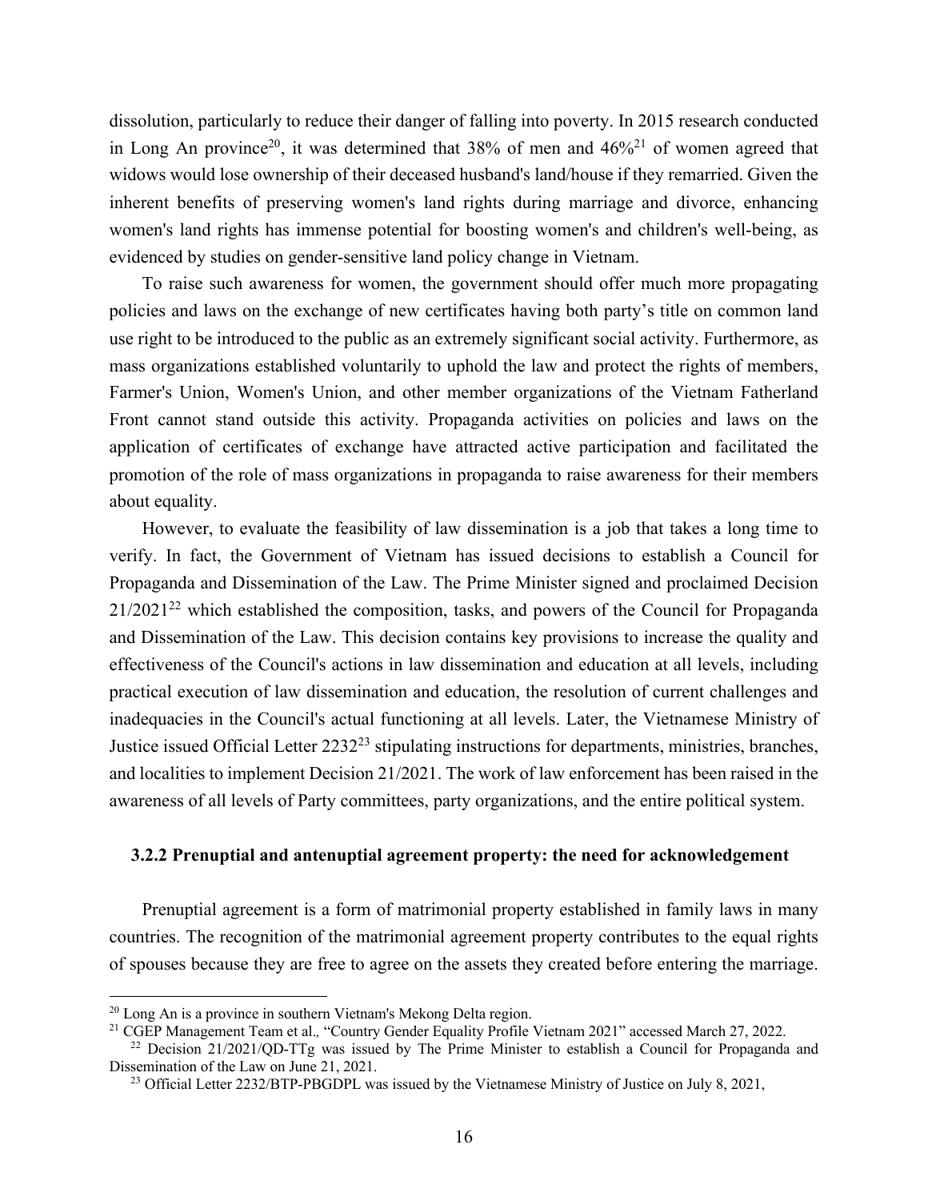dissolution, particularly to reduce their danger of falling into poverty. In 2015 research conducted in Long An province[20], it was determined that 38% of men and 46%[21] of women agreed that widows would lose ownership of their deceased husband's land/house if they remarried. Given the inherent benefits of preserving women's land rights during marriage and divorce, enhancing women's land rights has immense potential for boosting women's and children's well-being, as evidenced by studies on gender-sensitive land policy change in Vietnam.

To raise such awareness for women, the government should offer much more propagating policies and laws on the exchange of new certificates having both party's title on common land use right to be introduced to the public as an extremely significant social activity. Furthermore, as mass organizations established voluntarily to uphold the law and protect the rights of members, Farmer's Union, Women's Union, and other member organizations of the Vietnam Fatherland Front cannot stand outside this activity. Propaganda activities on policies and laws on the application of certificates of exchange have attracted active participation and facilitated the promotion of the role of mass organizations in propaganda to raise awareness for their members about equality.

However, to evaluate the feasibility of law dissemination is a job that takes a long time to verify. In fact, the Government of Vietnam has issued decisions to establish a Council for Propaganda and Dissemination of the Law. The Prime Minister signed and proclaimed Decision 21/2021[22] which established the composition, tasks, and powers of the Council for Propaganda and Dissemination of the Law. This decision contains key provisions to increase the quality and effectiveness of the Council's actions in law dissemination and education at all levels, including practical execution of law dissemination and education, the resolution of current challenges and inadequacies in the Council's actual functioning at all levels. Later, the Vietnamese Ministry of Justice issued Official Letter 2232[23] stipulating instructions for departments, ministries, branches, and localities to implement Decision 21/2021. The work of law enforcement has been raised in the awareness of all levels of Party committees, party organizations, and the entire political system.

### 3.2.2 Prenuptial and antenuptial agreement property: the need for acknowledgement

Prenuptial agreement is a form of matrimonial property established in family laws in many countries. The recognition of the matrimonial agreement property contributes to the equal rights of spouses because they are free to agree on the assets they created before entering the marriage.

---

[20] Long An is a province in southern Vietnam's Mekong Delta region.

[21] CGEP Management Team et al., "Country Gender Equality Profile Vietnam 2021" accessed March 27, 2022.

[22] Decision 21/2021/QD-TTg was issued by The Prime Minister to establish a Council for Propaganda and Dissemination of the Law on June 21, 2021.

[23] Official Letter 2232/BTP-PBGDPL was issued by the Vietnamese Ministry of Justice on July 8, 2021,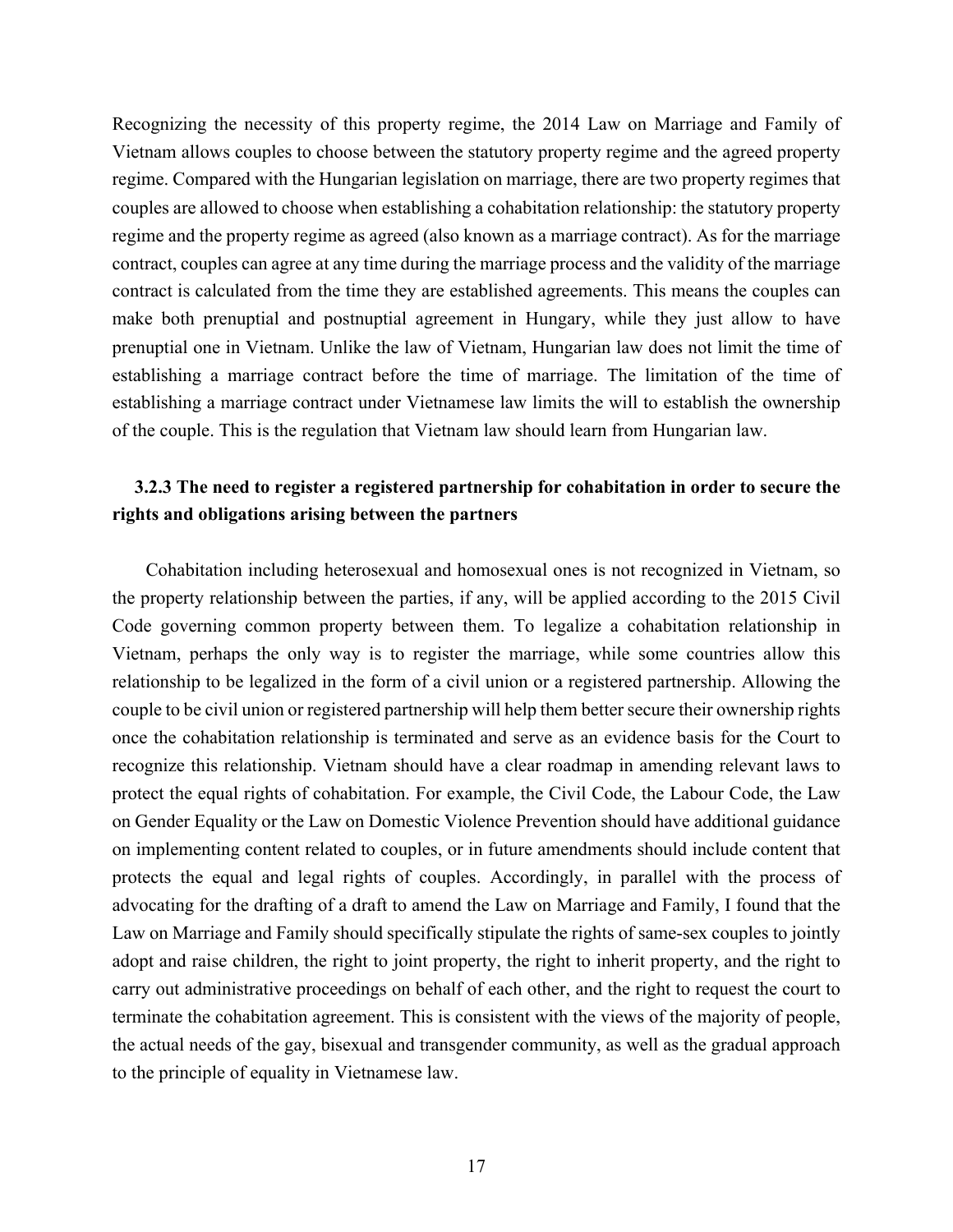Recognizing the necessity of this property regime, the 2014 Law on Marriage and Family of Vietnam allows couples to choose between the statutory property regime and the agreed property regime. Compared with the Hungarian legislation on marriage, there are two property regimes that couples are allowed to choose when establishing a cohabitation relationship: the statutory property regime and the property regime as agreed (also known as a marriage contract). As for the marriage contract, couples can agree at any time during the marriage process and the validity of the marriage contract is calculated from the time they are established agreements. This means the couples can make both prenuptial and postnuptial agreement in Hungary, while they just allow to have prenuptial one in Vietnam. Unlike the law of Vietnam, Hungarian law does not limit the time of establishing a marriage contract before the time of marriage. The limitation of the time of establishing a marriage contract under Vietnamese law limits the will to establish the ownership of the couple. This is the regulation that Vietnam law should learn from Hungarian law.

### 3.2.3 The need to register a registered partnership for cohabitation in order to secure the rights and obligations arising between the partners

Cohabitation including heterosexual and homosexual ones is not recognized in Vietnam, so the property relationship between the parties, if any, will be applied according to the 2015 Civil Code governing common property between them. To legalize a cohabitation relationship in Vietnam, perhaps the only way is to register the marriage, while some countries allow this relationship to be legalized in the form of a civil union or a registered partnership. Allowing the couple to be civil union or registered partnership will help them better secure their ownership rights once the cohabitation relationship is terminated and serve as an evidence basis for the Court to recognize this relationship. Vietnam should have a clear roadmap in amending relevant laws to protect the equal rights of cohabitation. For example, the Civil Code, the Labour Code, the Law on Gender Equality or the Law on Domestic Violence Prevention should have additional guidance on implementing content related to couples, or in future amendments should include content that protects the equal and legal rights of couples. Accordingly, in parallel with the process of advocating for the drafting of a draft to amend the Law on Marriage and Family, I found that the Law on Marriage and Family should specifically stipulate the rights of same-sex couples to jointly adopt and raise children, the right to joint property, the right to inherit property, and the right to carry out administrative proceedings on behalf of each other, and the right to request the court to terminate the cohabitation agreement. This is consistent with the views of the majority of people, the actual needs of the gay, bisexual and transgender community, as well as the gradual approach to the principle of equality in Vietnamese law.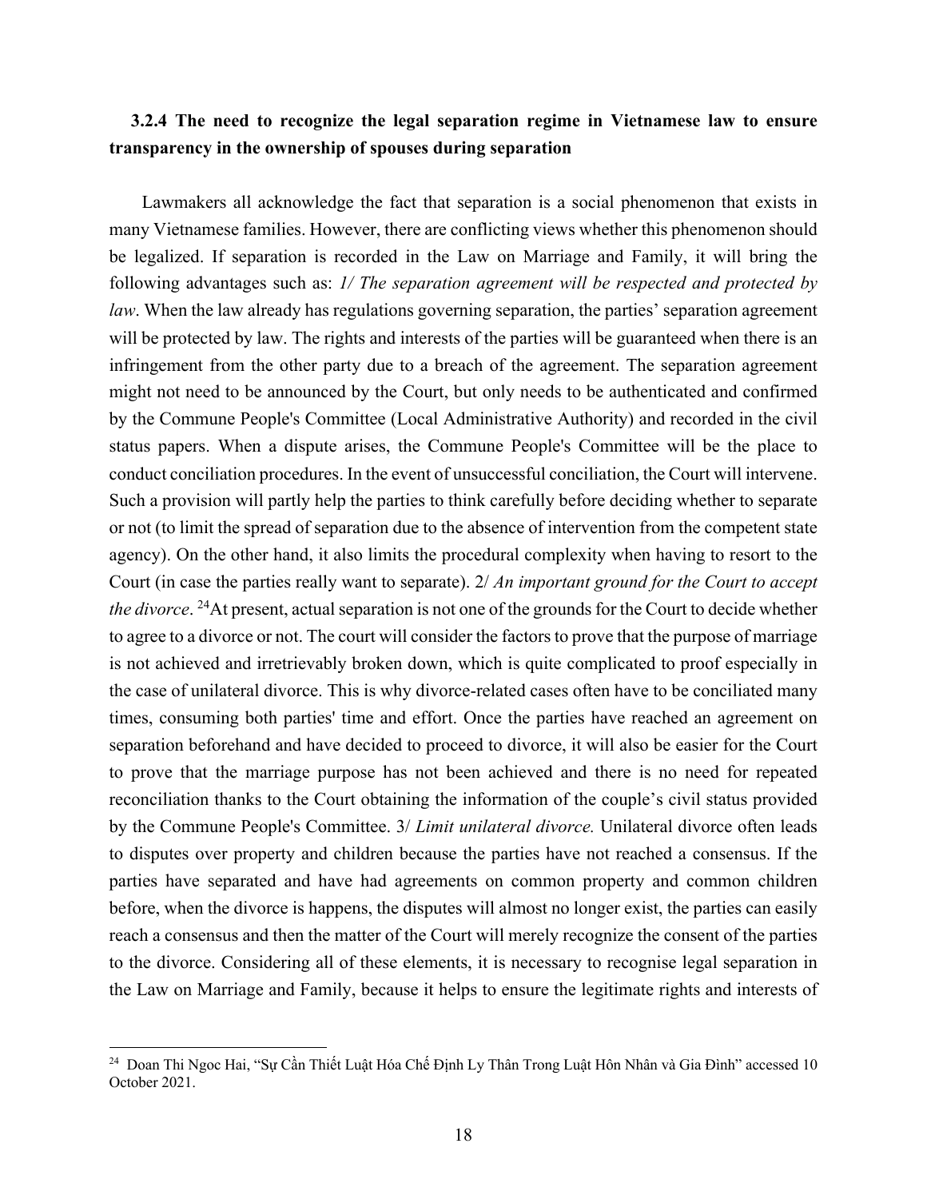### 3.2.4 The need to recognize the legal separation regime in Vietnamese law to ensure transparency in the ownership of spouses during separation

Lawmakers all acknowledge the fact that separation is a social phenomenon that exists in many Vietnamese families. However, there are conflicting views whether this phenomenon should be legalized. If separation is recorded in the Law on Marriage and Family, it will bring the following advantages such as: *1/ The separation agreement will be respected and protected by law*. When the law already has regulations governing separation, the parties' separation agreement will be protected by law. The rights and interests of the parties will be guaranteed when there is an infringement from the other party due to a breach of the agreement. The separation agreement might not need to be announced by the Court, but only needs to be authenticated and confirmed by the Commune People's Committee (Local Administrative Authority) and recorded in the civil status papers. When a dispute arises, the Commune People's Committee will be the place to conduct conciliation procedures. In the event of unsuccessful conciliation, the Court will intervene. Such a provision will partly help the parties to think carefully before deciding whether to separate or not (to limit the spread of separation due to the absence of intervention from the competent state agency). On the other hand, it also limits the procedural complexity when having to resort to the Court (in case the parties really want to separate). 2/ *An important ground for the Court to accept the divorce*. [24]At present, actual separation is not one of the grounds for the Court to decide whether to agree to a divorce or not. The court will consider the factors to prove that the purpose of marriage is not achieved and irretrievably broken down, which is quite complicated to proof especially in the case of unilateral divorce. This is why divorce-related cases often have to be conciliated many times, consuming both parties' time and effort. Once the parties have reached an agreement on separation beforehand and have decided to proceed to divorce, it will also be easier for the Court to prove that the marriage purpose has not been achieved and there is no need for repeated reconciliation thanks to the Court obtaining the information of the couple's civil status provided by the Commune People's Committee. 3/ *Limit unilateral divorce.* Unilateral divorce often leads to disputes over property and children because the parties have not reached a consensus. If the parties have separated and have had agreements on common property and common children before, when the divorce is happens, the disputes will almost no longer exist, the parties can easily reach a consensus and then the matter of the Court will merely recognize the consent of the parties to the divorce. Considering all of these elements, it is necessary to recognise legal separation in the Law on Marriage and Family, because it helps to ensure the legitimate rights and interests of

---

[24] Doan Thi Ngoc Hai, "Sự Cần Thiết Luật Hóa Chế Định Ly Thân Trong Luật Hôn Nhân và Gia Đình" accessed 10 October 2021.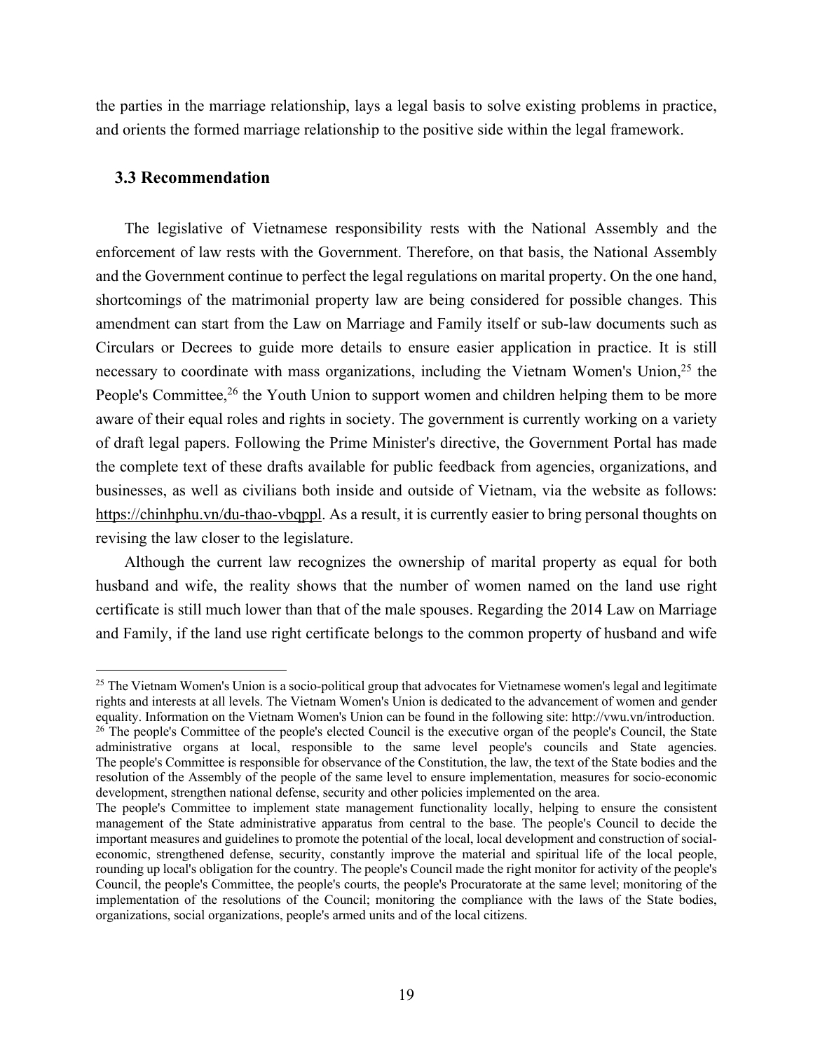the parties in the marriage relationship, lays a legal basis to solve existing problems in practice, and orients the formed marriage relationship to the positive side within the legal framework.

### 3.3 Recommendation

The legislative of Vietnamese responsibility rests with the National Assembly and the enforcement of law rests with the Government. Therefore, on that basis, the National Assembly and the Government continue to perfect the legal regulations on marital property. On the one hand, shortcomings of the matrimonial property law are being considered for possible changes. This amendment can start from the Law on Marriage and Family itself or sub-law documents such as Circulars or Decrees to guide more details to ensure easier application in practice. It is still necessary to coordinate with mass organizations, including the Vietnam Women's Union,[25] the People's Committee,[26] the Youth Union to support women and children helping them to be more aware of their equal roles and rights in society. The government is currently working on a variety of draft legal papers. Following the Prime Minister's directive, the Government Portal has made the complete text of these drafts available for public feedback from agencies, organizations, and businesses, as well as civilians both inside and outside of Vietnam, via the website as follows: https://chinhphu.vn/du-thao-vbqppl. As a result, it is currently easier to bring personal thoughts on revising the law closer to the legislature.

Although the current law recognizes the ownership of marital property as equal for both husband and wife, the reality shows that the number of women named on the land use right certificate is still much lower than that of the male spouses. Regarding the 2014 Law on Marriage and Family, if the land use right certificate belongs to the common property of husband and wife

---

[25] The Vietnam Women's Union is a socio-political group that advocates for Vietnamese women's legal and legitimate rights and interests at all levels. The Vietnam Women's Union is dedicated to the advancement of women and gender equality. Information on the Vietnam Women's Union can be found in the following site: http://vwu.vn/introduction.

[26] The people's Committee of the people's elected Council is the executive organ of the people's Council, the State administrative organs at local, responsible to the same level people's councils and State agencies. The people's Committee is responsible for observance of the Constitution, the law, the text of the State bodies and the resolution of the Assembly of the people of the same level to ensure implementation, measures for socio-economic development, strengthen national defense, security and other policies implemented on the area.

The people's Committee to implement state management functionality locally, helping to ensure the consistent management of the State administrative apparatus from central to the base. The people's Council to decide the important measures and guidelines to promote the potential of the local, local development and construction of social-economic, strengthened defense, security, constantly improve the material and spiritual life of the local people, rounding up local's obligation for the country. The people's Council made the right monitor for activity of the people's Council, the people's Committee, the people's courts, the people's Procuratorate at the same level; monitoring of the implementation of the resolutions of the Council; monitoring the compliance with the laws of the State bodies, organizations, social organizations, people's armed units and of the local citizens.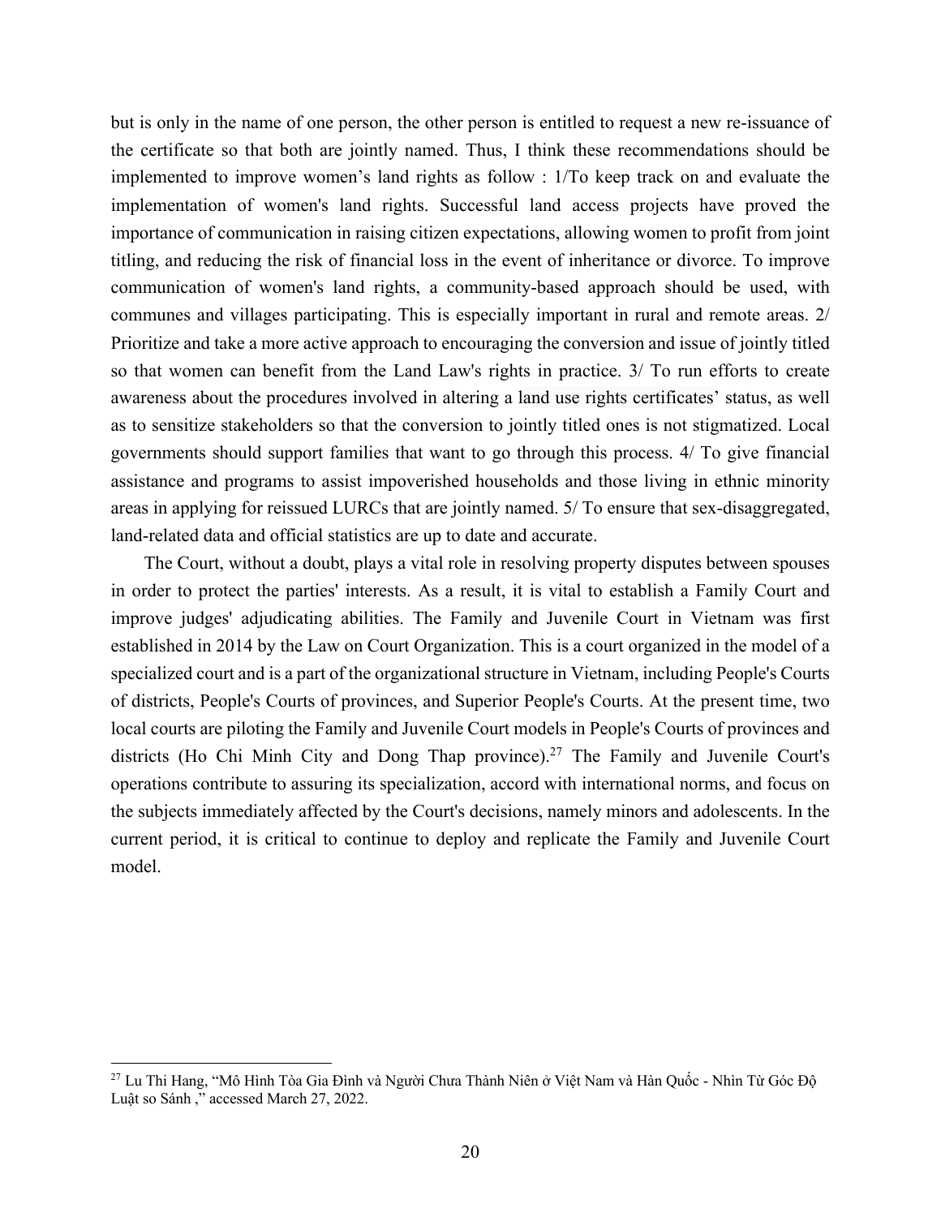but is only in the name of one person, the other person is entitled to request a new re-issuance of the certificate so that both are jointly named. Thus, I think these recommendations should be implemented to improve women's land rights as follow : 1/To keep track on and evaluate the implementation of women's land rights. Successful land access projects have proved the importance of communication in raising citizen expectations, allowing women to profit from joint titling, and reducing the risk of financial loss in the event of inheritance or divorce. To improve communication of women's land rights, a community-based approach should be used, with communes and villages participating. This is especially important in rural and remote areas. 2/ Prioritize and take a more active approach to encouraging the conversion and issue of jointly titled so that women can benefit from the Land Law's rights in practice. 3/ To run efforts to create awareness about the procedures involved in altering a land use rights certificates' status, as well as to sensitize stakeholders so that the conversion to jointly titled ones is not stigmatized. Local governments should support families that want to go through this process. 4/ To give financial assistance and programs to assist impoverished households and those living in ethnic minority areas in applying for reissued LURCs that are jointly named. 5/ To ensure that sex-disaggregated, land-related data and official statistics are up to date and accurate.

The Court, without a doubt, plays a vital role in resolving property disputes between spouses in order to protect the parties' interests. As a result, it is vital to establish a Family Court and improve judges' adjudicating abilities. The Family and Juvenile Court in Vietnam was first established in 2014 by the Law on Court Organization. This is a court organized in the model of a specialized court and is a part of the organizational structure in Vietnam, including People's Courts of districts, People's Courts of provinces, and Superior People's Courts. At the present time, two local courts are piloting the Family and Juvenile Court models in People's Courts of provinces and districts (Ho Chi Minh City and Dong Thap province).[27] The Family and Juvenile Court's operations contribute to assuring its specialization, accord with international norms, and focus on the subjects immediately affected by the Court's decisions, namely minors and adolescents. In the current period, it is critical to continue to deploy and replicate the Family and Juvenile Court model.

---

[27] Lu Thi Hang, "Mô Hình Tòa Gia Đình và Người Chưa Thành Niên ở Việt Nam và Hàn Quốc - Nhìn Từ Góc Độ Luật so Sánh ," accessed March 27, 2022.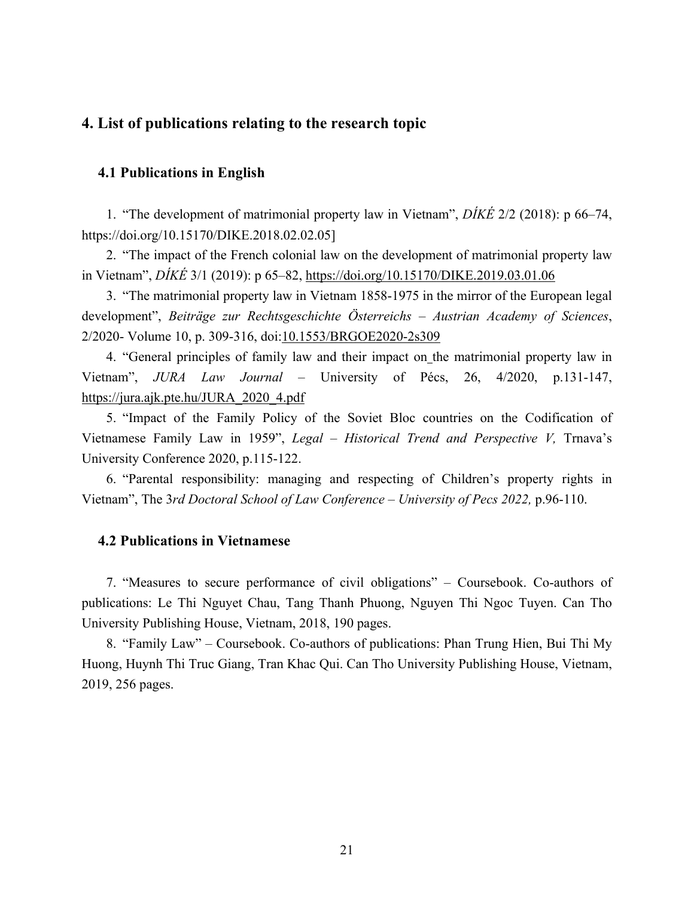## 4. List of publications relating to the research topic

### 4.1 Publications in English

1. “The development of matrimonial property law in Vietnam”, *DÍKÉ* 2/2 (2018): p 66–74, https://doi.org/10.15170/DIKE.2018.02.02.05]
2. “The impact of the French colonial law on the development of matrimonial property law in Vietnam”, *DÍKÉ* 3/1 (2019): p 65–82, https://doi.org/10.15170/DIKE.2019.03.01.06
3. “The matrimonial property law in Vietnam 1858-1975 in the mirror of the European legal development”, *Beiträge zur Rechtsgeschichte Österreichs – Austrian Academy of Sciences*, 2/2020- Volume 10, p. 309-316, doi:10.1553/BRGOE2020-2s309
4. “General principles of family law and their impact on the matrimonial property law in Vietnam”, *JURA Law Journal* – University of Pécs, 26, 4/2020, p.131-147, https://jura.ajk.pte.hu/JURA_2020_4.pdf
5. “Impact of the Family Policy of the Soviet Bloc countries on the Codification of Vietnamese Family Law in 1959”, *Legal – Historical Trend and Perspective V,* Trnava’s University Conference 2020, p.115-122.
6. “Parental responsibility: managing and respecting of Children’s property rights in Vietnam”, The 3*rd Doctoral School of Law Conference – University of Pecs 2022,* p.96-110.

### 4.2 Publications in Vietnamese

7. “Measures to secure performance of civil obligations” – Coursebook. Co-authors of publications: Le Thi Nguyet Chau, Tang Thanh Phuong, Nguyen Thi Ngoc Tuyen. Can Tho University Publishing House, Vietnam, 2018, 190 pages.
8. “Family Law” – Coursebook. Co-authors of publications: Phan Trung Hien, Bui Thi My Huong, Huynh Thi Truc Giang, Tran Khac Qui. Can Tho University Publishing House, Vietnam, 2019, 256 pages.